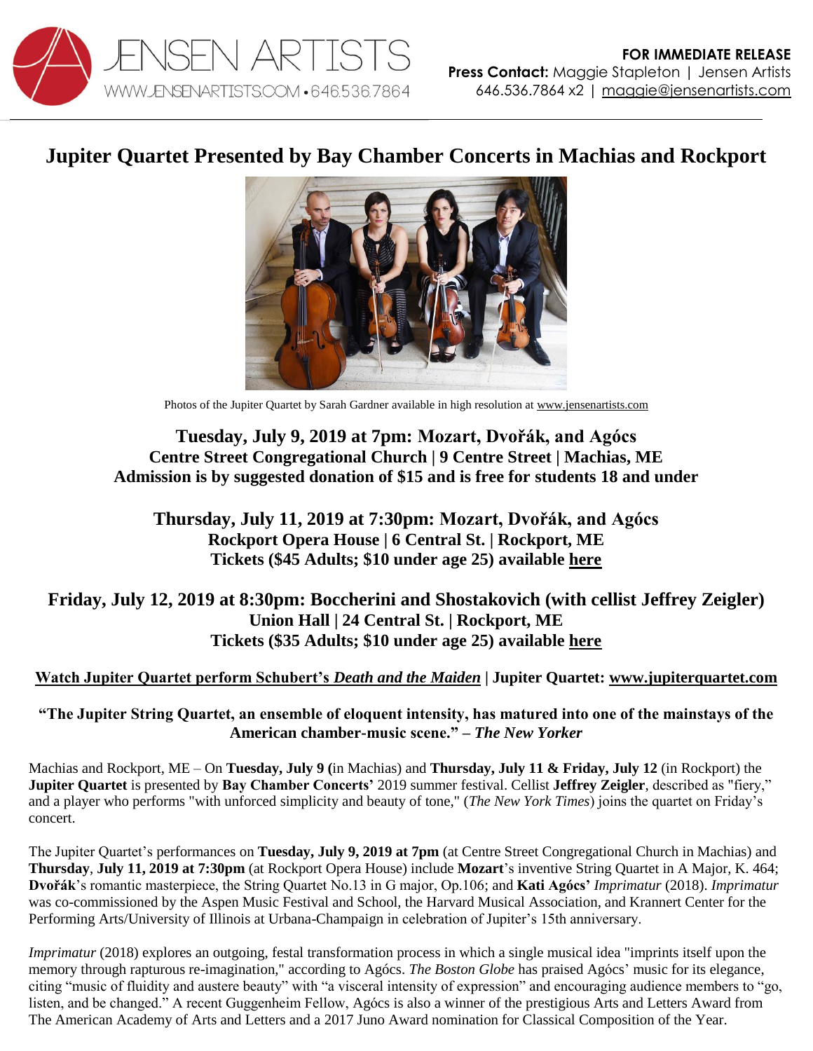JENSEN ARTISTS
WWW.JENSENARTISTS.COM • 646.536.7864

**FOR IMMEDIATE RELEASE**
**Press Contact:** Maggie Stapleton | Jensen Artists
646.536.7864 x2 | maggie@jensenartists.com

# Jupiter Quartet Presented by Bay Chamber Concerts in Machias and Rockport

Photos of the Jupiter Quartet by Sarah Gardner available in high resolution at www.jensenartists.com

**Tuesday, July 9, 2019 at 7pm: Mozart, Dvořák, and Agócs**
**Centre Street Congregational Church | 9 Centre Street | Machias, ME**
**Admission is by suggested donation of $15 and is free for students 18 and under**

**Thursday, July 11, 2019 at 7:30pm: Mozart, Dvořák, and Agócs**
**Rockport Opera House | 6 Central St. | Rockport, ME**
**Tickets ($45 Adults; $10 under age 25) available here**

**Friday, July 12, 2019 at 8:30pm: Boccherini and Shostakovich (with cellist Jeffrey Zeigler)**
**Union Hall | 24 Central St. | Rockport, ME**
**Tickets ($35 Adults; $10 under age 25) available here**

**Watch Jupiter Quartet perform Schubert's *Death and the Maiden* | Jupiter Quartet: www.jupiterquartet.com**

**"The Jupiter String Quartet, an ensemble of eloquent intensity, has matured into one of the mainstays of the American chamber-music scene." – *The New Yorker***

Machias and Rockport, ME – On **Tuesday, July 9 (**in Machias) and **Thursday, July 11 & Friday, July 12** (in Rockport) the **Jupiter Quartet** is presented by **Bay Chamber Concerts'** 2019 summer festival. Cellist **Jeffrey Zeigler**, described as "fiery," and a player who performs "with unforced simplicity and beauty of tone," (*The New York Times*) joins the quartet on Friday's concert.

The Jupiter Quartet's performances on **Tuesday, July 9, 2019 at 7pm** (at Centre Street Congregational Church in Machias) and **Thursday**, **July 11, 2019 at 7:30pm** (at Rockport Opera House) include **Mozart**'s inventive String Quartet in A Major, K. 464; **Dvořák**'s romantic masterpiece, the String Quartet No.13 in G major, Op.106; and **Kati Agócs'** *Imprimatur* (2018). *Imprimatur* was co-commissioned by the Aspen Music Festival and School, the Harvard Musical Association, and Krannert Center for the Performing Arts/University of Illinois at Urbana-Champaign in celebration of Jupiter's 15th anniversary.

*Imprimatur* (2018) explores an outgoing, festal transformation process in which a single musical idea "imprints itself upon the memory through rapturous re-imagination," according to Agócs. *The Boston Globe* has praised Agócs' music for its elegance, citing "music of fluidity and austere beauty" with "a visceral intensity of expression" and encouraging audience members to "go, listen, and be changed." A recent Guggenheim Fellow, Agócs is also a winner of the prestigious Arts and Letters Award from The American Academy of Arts and Letters and a 2017 Juno Award nomination for Classical Composition of the Year.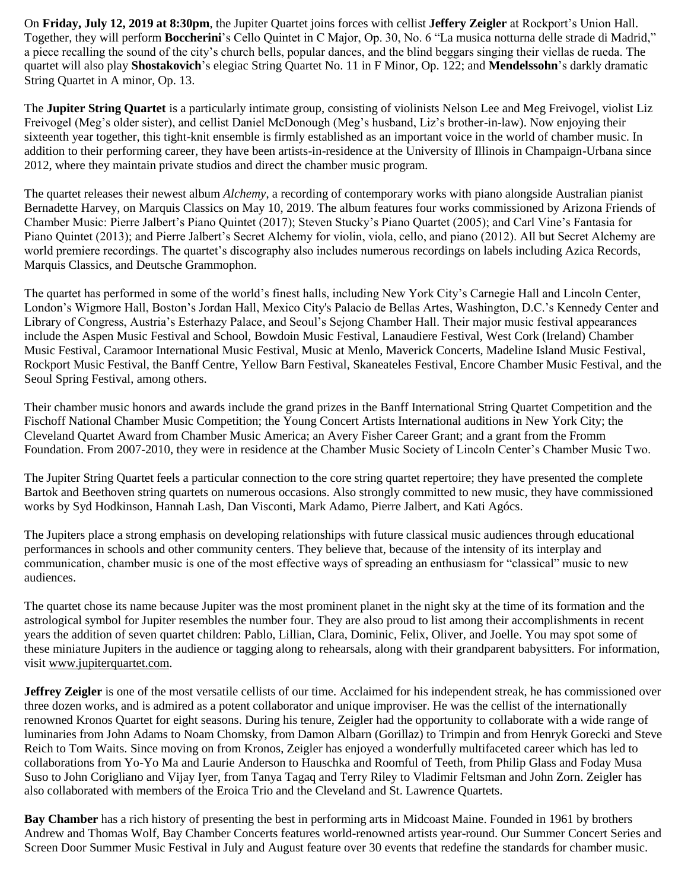On **Friday, July 12, 2019 at 8:30pm**, the Jupiter Quartet joins forces with cellist **Jeffery Zeigler** at Rockport's Union Hall. Together, they will perform **Boccherini**'s Cello Quintet in C Major, Op. 30, No. 6 "La musica notturna delle strade di Madrid," a piece recalling the sound of the city's church bells, popular dances, and the blind beggars singing their viellas de rueda. The quartet will also play **Shostakovich**'s elegiac String Quartet No. 11 in F Minor, Op. 122; and **Mendelssohn**'s darkly dramatic String Quartet in A minor, Op. 13.

The **Jupiter String Quartet** is a particularly intimate group, consisting of violinists Nelson Lee and Meg Freivogel, violist Liz Freivogel (Meg's older sister), and cellist Daniel McDonough (Meg's husband, Liz's brother-in-law). Now enjoying their sixteenth year together, this tight-knit ensemble is firmly established as an important voice in the world of chamber music. In addition to their performing career, they have been artists-in-residence at the University of Illinois in Champaign-Urbana since 2012, where they maintain private studios and direct the chamber music program.

The quartet releases their newest album *Alchemy*, a recording of contemporary works with piano alongside Australian pianist Bernadette Harvey, on Marquis Classics on May 10, 2019. The album features four works commissioned by Arizona Friends of Chamber Music: Pierre Jalbert's Piano Quintet (2017); Steven Stucky's Piano Quartet (2005); and Carl Vine's Fantasia for Piano Quintet (2013); and Pierre Jalbert's Secret Alchemy for violin, viola, cello, and piano (2012). All but Secret Alchemy are world premiere recordings. The quartet's discography also includes numerous recordings on labels including Azica Records, Marquis Classics, and Deutsche Grammophon.

The quartet has performed in some of the world's finest halls, including New York City's Carnegie Hall and Lincoln Center, London's Wigmore Hall, Boston's Jordan Hall, Mexico City's Palacio de Bellas Artes, Washington, D.C.'s Kennedy Center and Library of Congress, Austria's Esterhazy Palace, and Seoul's Sejong Chamber Hall. Their major music festival appearances include the Aspen Music Festival and School, Bowdoin Music Festival, Lanaudiere Festival, West Cork (Ireland) Chamber Music Festival, Caramoor International Music Festival, Music at Menlo, Maverick Concerts, Madeline Island Music Festival, Rockport Music Festival, the Banff Centre, Yellow Barn Festival, Skaneateles Festival, Encore Chamber Music Festival, and the Seoul Spring Festival, among others.

Their chamber music honors and awards include the grand prizes in the Banff International String Quartet Competition and the Fischoff National Chamber Music Competition; the Young Concert Artists International auditions in New York City; the Cleveland Quartet Award from Chamber Music America; an Avery Fisher Career Grant; and a grant from the Fromm Foundation. From 2007-2010, they were in residence at the Chamber Music Society of Lincoln Center's Chamber Music Two.

The Jupiter String Quartet feels a particular connection to the core string quartet repertoire; they have presented the complete Bartok and Beethoven string quartets on numerous occasions. Also strongly committed to new music, they have commissioned works by Syd Hodkinson, Hannah Lash, Dan Visconti, Mark Adamo, Pierre Jalbert, and Kati Agócs.

The Jupiters place a strong emphasis on developing relationships with future classical music audiences through educational performances in schools and other community centers. They believe that, because of the intensity of its interplay and communication, chamber music is one of the most effective ways of spreading an enthusiasm for "classical" music to new audiences.

The quartet chose its name because Jupiter was the most prominent planet in the night sky at the time of its formation and the astrological symbol for Jupiter resembles the number four. They are also proud to list among their accomplishments in recent years the addition of seven quartet children: Pablo, Lillian, Clara, Dominic, Felix, Oliver, and Joelle. You may spot some of these miniature Jupiters in the audience or tagging along to rehearsals, along with their grandparent babysitters. For information, visit www.jupiterquartet.com.

**Jeffrey Zeigler** is one of the most versatile cellists of our time. Acclaimed for his independent streak, he has commissioned over three dozen works, and is admired as a potent collaborator and unique improviser. He was the cellist of the internationally renowned Kronos Quartet for eight seasons. During his tenure, Zeigler had the opportunity to collaborate with a wide range of luminaries from John Adams to Noam Chomsky, from Damon Albarn (Gorillaz) to Trimpin and from Henryk Gorecki and Steve Reich to Tom Waits. Since moving on from Kronos, Zeigler has enjoyed a wonderfully multifaceted career which has led to collaborations from Yo-Yo Ma and Laurie Anderson to Hauschka and Roomful of Teeth, from Philip Glass and Foday Musa Suso to John Corigliano and Vijay Iyer, from Tanya Tagaq and Terry Riley to Vladimir Feltsman and John Zorn. Zeigler has also collaborated with members of the Eroica Trio and the Cleveland and St. Lawrence Quartets.

**Bay Chamber** has a rich history of presenting the best in performing arts in Midcoast Maine. Founded in 1961 by brothers Andrew and Thomas Wolf, Bay Chamber Concerts features world-renowned artists year-round. Our Summer Concert Series and Screen Door Summer Music Festival in July and August feature over 30 events that redefine the standards for chamber music.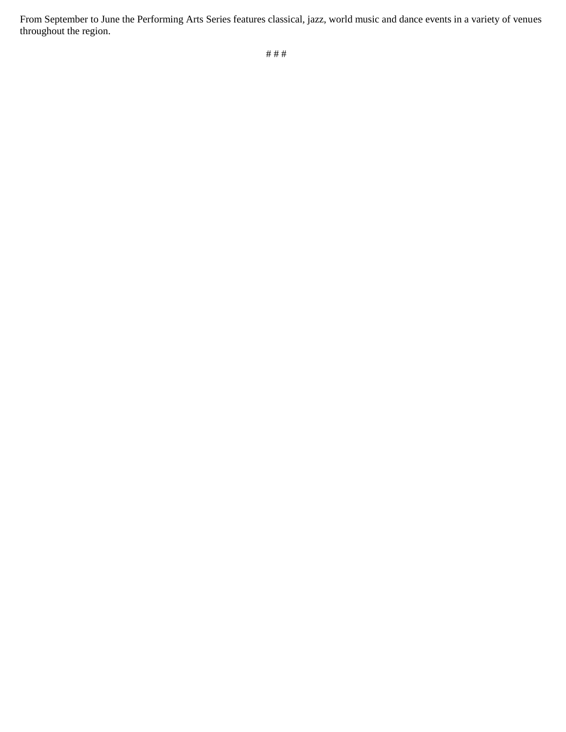From September to June the Performing Arts Series features classical, jazz, world music and dance events in a variety of venues throughout the region.

# # #